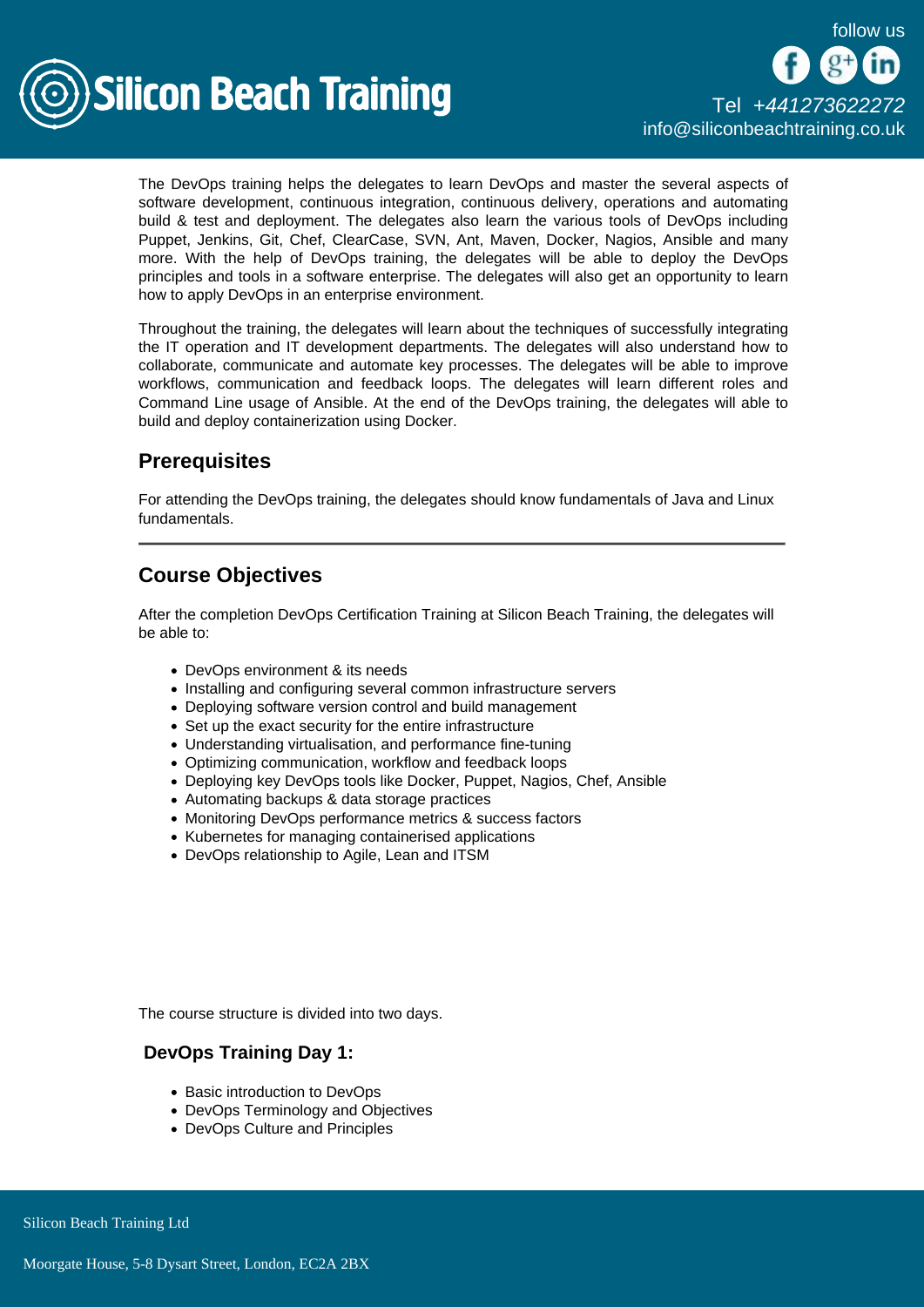The DevOps training helps the delegates to learn DevOps and master the several aspects of software development, continuous integration, continuous delivery, operations and automating build & test and deployment. The delegates also learn the various tools of DevOps including Puppet, Jenkins, Git, Chef, ClearCase, SVN, Ant, Maven, Docker, Nagios, Ansible and many more. With the help of DevOps training, the delegates will be able to deploy the DevOps principles and tools in a software enterprise. The delegates will also get an opportunity to learn how to apply DevOps in an enterprise environment.

Throughout the training, the delegates will learn about the techniques of successfully integrating the IT operation and IT development departments. The delegates will also understand how to collaborate, communicate and automate key processes. The delegates will be able to improve workflows, communication and feedback loops. The delegates will learn different roles and Command Line usage of Ansible. At the end of the DevOps training, the delegates will able to build and deploy containerization using Docker.

## Prerequisites

For attending the DevOps training, the delegates should know fundamentals of Java and Linux fundamentals.

---

## Course Objectives

After the completion DevOps Certification Training at Silicon Beach Training, the delegates will be able to:

- DevOps environment & its needs
- Installing and configuring several common infrastructure servers
- Deploying software version control and build management
- Set up the exact security for the entire infrastructure
- Understanding virtualisation, and performance fine-tuning
- Optimizing communication, workflow and feedback loops
- Deploying key DevOps tools like Docker, Puppet, Nagios, Chef, Ansible
- Automating backups & data storage practices
- Monitoring DevOps performance metrics & success factors
- Kubernetes for managing containerised applications
- DevOps relationship to Agile, Lean and ITSM

The course structure is divided into two days.

### DevOps Training Day 1:

- Basic introduction to DevOps
- DevOps Terminology and Objectives
- DevOps Culture and Principles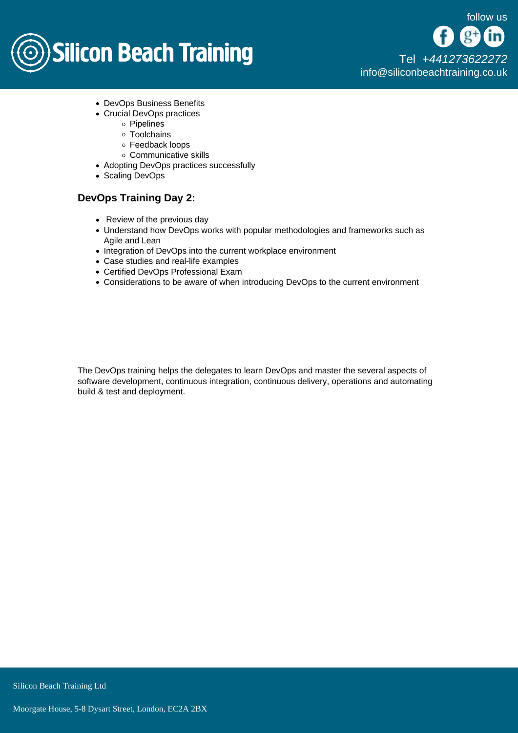- DevOps Business Benefits
- Crucial DevOps practices
  - Pipelines
  - Toolchains
  - Feedback loops
  - Communicative skills
- Adopting DevOps practices successfully
- Scaling DevOps

### DevOps Training Day 2:

- Review of the previous day
- Understand how DevOps works with popular methodologies and frameworks such as Agile and Lean
- Integration of DevOps into the current workplace environment
- Case studies and real-life examples
- Certified DevOps Professional Exam
- Considerations to be aware of when introducing DevOps to the current environment

The DevOps training helps the delegates to learn DevOps and master the several aspects of software development, continuous integration, continuous delivery, operations and automating build & test and deployment.